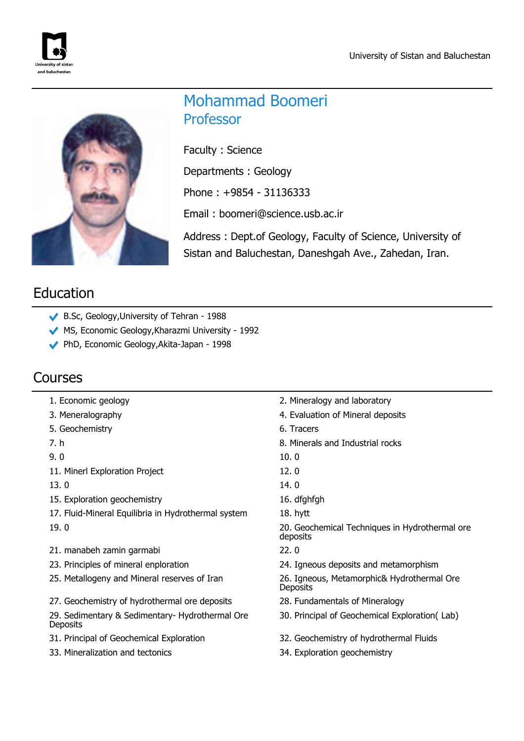# Mohammad Boomeri

## Professor

Faculty : Science

Departments : Geology

Phone : +9854 - 31136333

Email : boomeri@science.usb.ac.ir

Address : Dept.of Geology, Faculty of Science, University of Sistan and Baluchestan, Daneshgah Ave., Zahedan, Iran.

## Education

- B.Sc, Geology,University of Tehran - 1988
- MS, Economic Geology,Kharazmi University - 1992
- PhD, Economic Geology,Akita-Japan - 1998

## Courses

1. Economic geology
2. Mineralogy and laboratory
3. Meneralography
4. Evaluation of Mineral deposits
5. Geochemistry
6. Tracers
7. h
8. Minerals and Industrial rocks
9. 0
10. 0
11. Minerl Exploration Project
12. 0
13. 0
14. 0
15. Exploration geochemistry
16. dfghfgh
17. Fluid-Mineral Equilibria in Hydrothermal system
18. hytt
19. 0
20. Geochemical Techniques in Hydrothermal ore deposits
21. manabeh zamin garmabi
22. 0
23. Principles of mineral enploration
24. Igneous deposits and metamorphism
25. Metallogeny and Mineral reserves of Iran
26. Igneous, Metamorphic& Hydrothermal Ore Deposits
27. Geochemistry of hydrothermal ore deposits
28. Fundamentals of Mineralogy
29. Sedimentary & Sedimentary- Hydrothermal Ore Deposits
30. Principal of Geochemical Exploration( Lab)
31. Principal of Geochemical Exploration
32. Geochemistry of hydrothermal Fluids
33. Mineralization and tectonics
34. Exploration geochemistry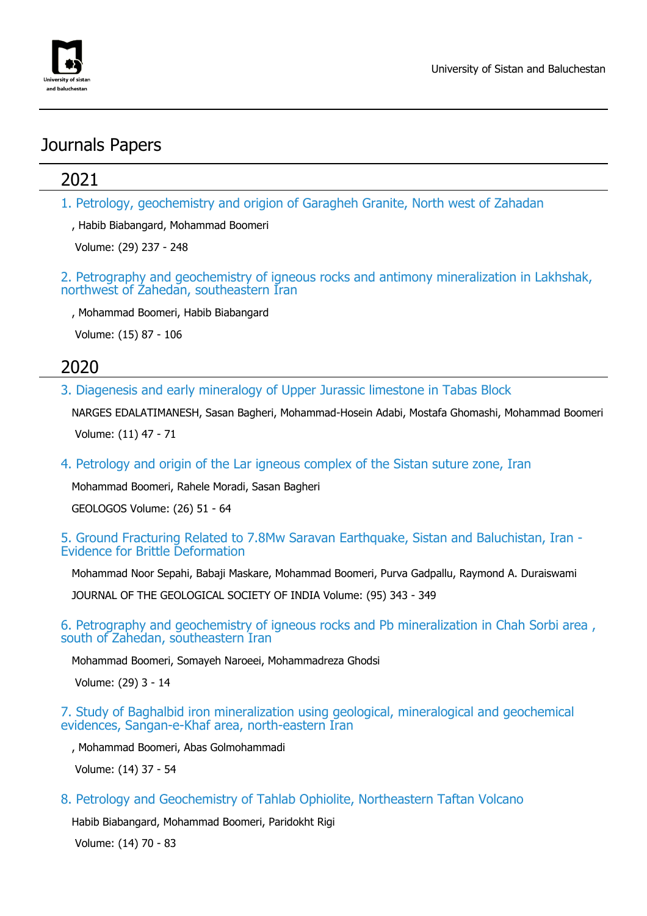# Journals Papers

## 2021

1. Petrology, geochemistry and origion of Garagheh Granite, North west of Zahadan

   , Habib Biabangard, Mohammad Boomeri

   Volume: (29) 237 - 248

2. Petrography and geochemistry of igneous rocks and antimony mineralization in Lakhshak, northwest of Zahedan, southeastern Iran

   , Mohammad Boomeri, Habib Biabangard

   Volume: (15) 87 - 106

## 2020

3. Diagenesis and early mineralogy of Upper Jurassic limestone in Tabas Block

   NARGES EDALATIMANESH, Sasan Bagheri, Mohammad-Hosein Adabi, Mostafa Ghomashi, Mohammad Boomeri

   Volume: (11) 47 - 71

4. Petrology and origin of the Lar igneous complex of the Sistan suture zone, Iran

   Mohammad Boomeri, Rahele Moradi, Sasan Bagheri

   GEOLOGOS Volume: (26) 51 - 64

5. Ground Fracturing Related to 7.8Mw Saravan Earthquake, Sistan and Baluchistan, Iran - Evidence for Brittle Deformation

   Mohammad Noor Sepahi, Babaji Maskare, Mohammad Boomeri, Purva Gadpallu, Raymond A. Duraiswami

   JOURNAL OF THE GEOLOGICAL SOCIETY OF INDIA Volume: (95) 343 - 349

6. Petrography and geochemistry of igneous rocks and Pb mineralization in Chah Sorbi area , south of Zahedan, southeastern Iran

   Mohammad Boomeri, Somayeh Naroeei, Mohammadreza Ghodsi

   Volume: (29) 3 - 14

7. Study of Baghalbid iron mineralization using geological, mineralogical and geochemical evidences, Sangan-e-Khaf area, north-eastern Iran

   , Mohammad Boomeri, Abas Golmohammadi

   Volume: (14) 37 - 54

8. Petrology and Geochemistry of Tahlab Ophiolite, Northeastern Taftan Volcano

   Habib Biabangard, Mohammad Boomeri, Paridokht Rigi

   Volume: (14) 70 - 83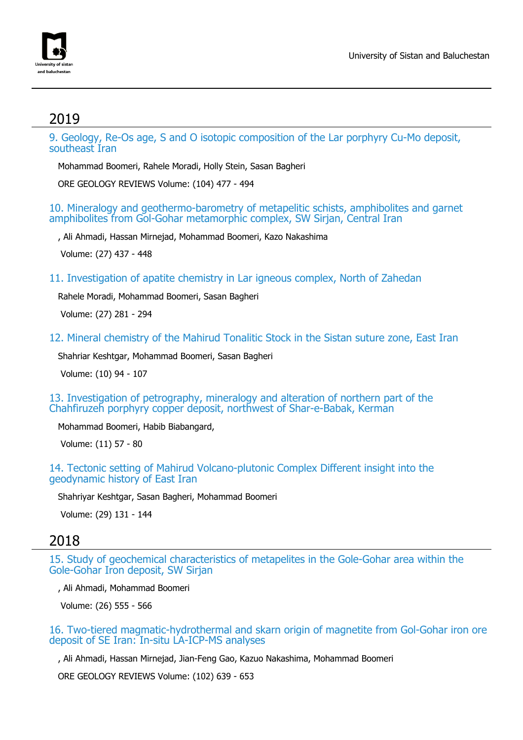## 2019

### 9. Geology, Re-Os age, S and O isotopic composition of the Lar porphyry Cu-Mo deposit, southeast Iran

Mohammad Boomeri, Rahele Moradi, Holly Stein, Sasan Bagheri

ORE GEOLOGY REVIEWS Volume: (104) 477 - 494

### 10. Mineralogy and geothermo-barometry of metapelitic schists, amphibolites and garnet amphibolites from Gol-Gohar metamorphic complex, SW Sirjan, Central Iran

, Ali Ahmadi, Hassan Mirnejad, Mohammad Boomeri, Kazo Nakashima

Volume: (27) 437 - 448

### 11. Investigation of apatite chemistry in Lar igneous complex, North of Zahedan

Rahele Moradi, Mohammad Boomeri, Sasan Bagheri

Volume: (27) 281 - 294

### 12. Mineral chemistry of the Mahirud Tonalitic Stock in the Sistan suture zone, East Iran

Shahriar Keshtgar, Mohammad Boomeri, Sasan Bagheri

Volume: (10) 94 - 107

### 13. Investigation of petrography, mineralogy and alteration of northern part of the Chahfiruzeh porphyry copper deposit, northwest of Shar-e-Babak, Kerman

Mohammad Boomeri, Habib Biabangard,

Volume: (11) 57 - 80

### 14. Tectonic setting of Mahirud Volcano-plutonic Complex Different insight into the geodynamic history of East Iran

Shahriyar Keshtgar, Sasan Bagheri, Mohammad Boomeri

Volume: (29) 131 - 144

## 2018

### 15. Study of geochemical characteristics of metapelites in the Gole-Gohar area within the Gole-Gohar Iron deposit, SW Sirjan

, Ali Ahmadi, Mohammad Boomeri

Volume: (26) 555 - 566

### 16. Two-tiered magmatic-hydrothermal and skarn origin of magnetite from Gol-Gohar iron ore deposit of SE Iran: In-situ LA-ICP-MS analyses

, Ali Ahmadi, Hassan Mirnejad, Jian-Feng Gao, Kazuo Nakashima, Mohammad Boomeri

ORE GEOLOGY REVIEWS Volume: (102) 639 - 653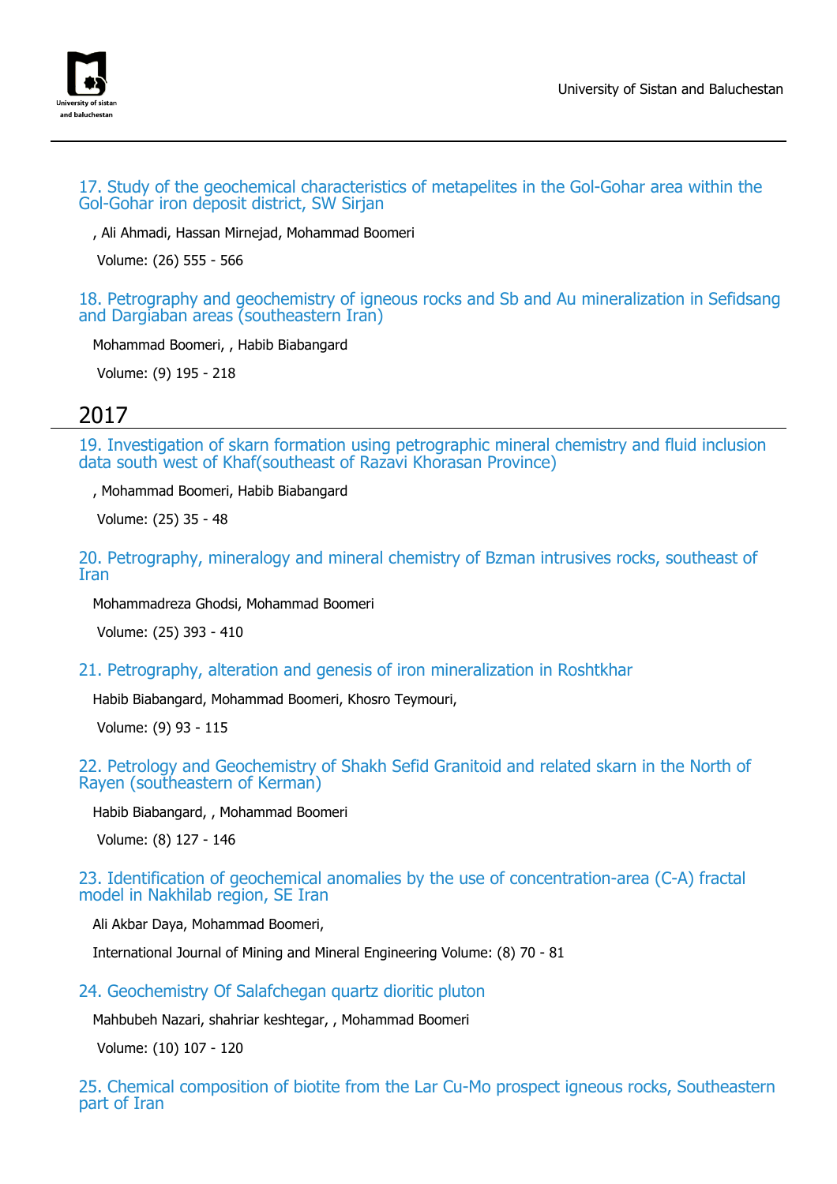### 17. Study of the geochemical characteristics of metapelites in the Gol-Gohar area within the Gol-Gohar iron deposit district, SW Sirjan

, Ali Ahmadi, Hassan Mirnejad, Mohammad Boomeri

Volume: (26) 555 - 566

### 18. Petrography and geochemistry of igneous rocks and Sb and Au mineralization in Sefidsang and Dargiaban areas (southeastern Iran)

Mohammad Boomeri, , Habib Biabangard

Volume: (9) 195 - 218

## 2017

### 19. Investigation of skarn formation using petrographic mineral chemistry and fluid inclusion data south west of Khaf(southeast of Razavi Khorasan Province)

, Mohammad Boomeri, Habib Biabangard

Volume: (25) 35 - 48

### 20. Petrography, mineralogy and mineral chemistry of Bzman intrusives rocks, southeast of Iran

Mohammadreza Ghodsi, Mohammad Boomeri

Volume: (25) 393 - 410

### 21. Petrography, alteration and genesis of iron mineralization in Roshtkhar

Habib Biabangard, Mohammad Boomeri, Khosro Teymouri,

Volume: (9) 93 - 115

### 22. Petrology and Geochemistry of Shakh Sefid Granitoid and related skarn in the North of Rayen (southeastern of Kerman)

Habib Biabangard, , Mohammad Boomeri

Volume: (8) 127 - 146

### 23. Identification of geochemical anomalies by the use of concentration-area (C-A) fractal model in Nakhilab region, SE Iran

Ali Akbar Daya, Mohammad Boomeri,

International Journal of Mining and Mineral Engineering Volume: (8) 70 - 81

### 24. Geochemistry Of Salafchegan quartz dioritic pluton

Mahbubeh Nazari, shahriar keshtegar, , Mohammad Boomeri

Volume: (10) 107 - 120

### 25. Chemical composition of biotite from the Lar Cu-Mo prospect igneous rocks, Southeastern part of Iran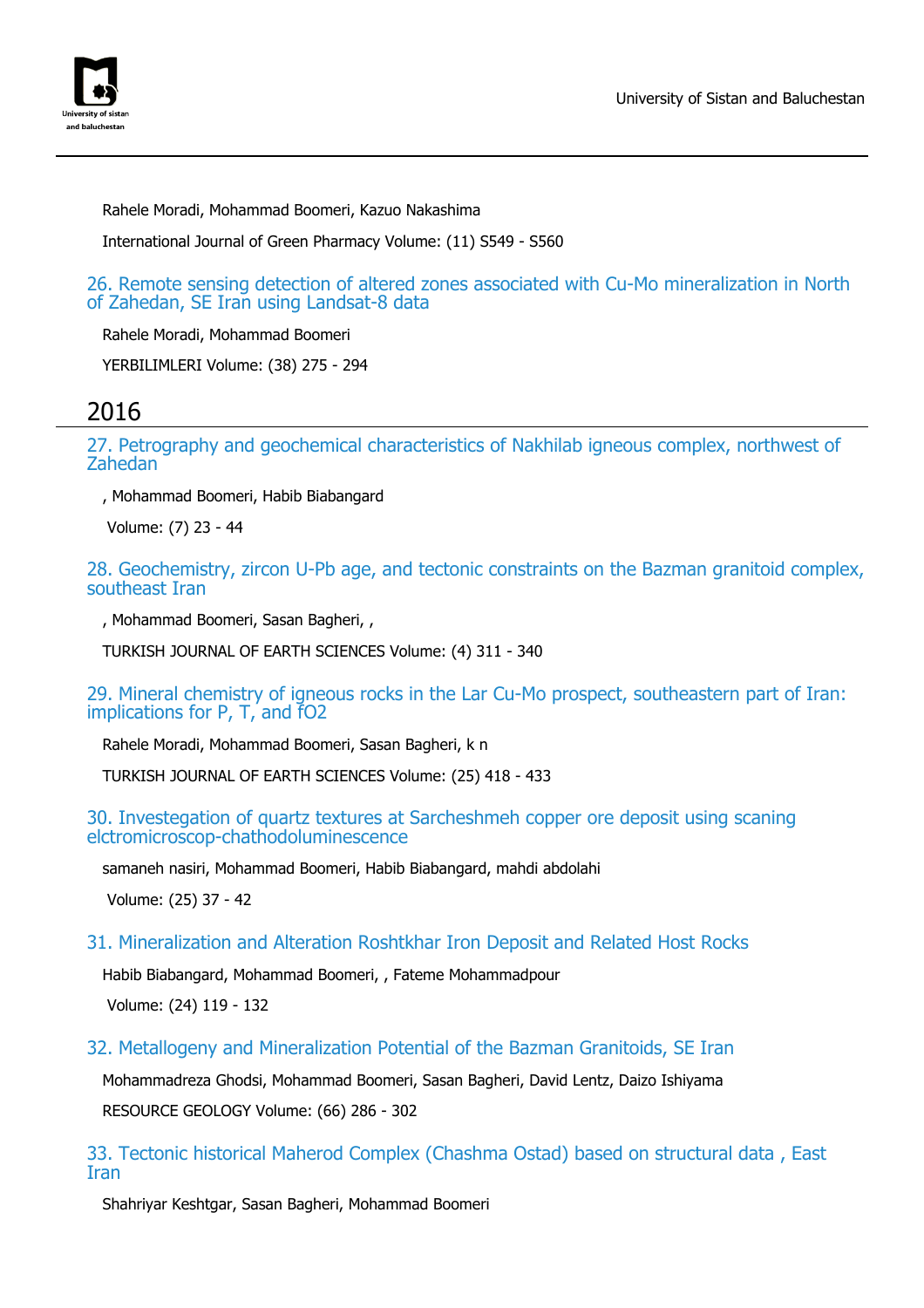Rahele Moradi, Mohammad Boomeri, Kazuo Nakashima

International Journal of Green Pharmacy Volume: (11) S549 - S560

### 26. Remote sensing detection of altered zones associated with Cu-Mo mineralization in North of Zahedan, SE Iran using Landsat-8 data

Rahele Moradi, Mohammad Boomeri

YERBILIMLERI Volume: (38) 275 - 294

## 2016

### 27. Petrography and geochemical characteristics of Nakhilab igneous complex, northwest of Zahedan

, Mohammad Boomeri, Habib Biabangard

Volume: (7) 23 - 44

### 28. Geochemistry, zircon U-Pb age, and tectonic constraints on the Bazman granitoid complex, southeast Iran

, Mohammad Boomeri, Sasan Bagheri, ,

TURKISH JOURNAL OF EARTH SCIENCES Volume: (4) 311 - 340

### 29. Mineral chemistry of igneous rocks in the Lar Cu-Mo prospect, southeastern part of Iran: implications for P, T, and fO2

Rahele Moradi, Mohammad Boomeri, Sasan Bagheri, k n

TURKISH JOURNAL OF EARTH SCIENCES Volume: (25) 418 - 433

### 30. Investegation of quartz textures at Sarcheshmeh copper ore deposit using scaning elctromicroscop-chathodoluminescence

samaneh nasiri, Mohammad Boomeri, Habib Biabangard, mahdi abdolahi

Volume: (25) 37 - 42

### 31. Mineralization and Alteration Roshtkhar Iron Deposit and Related Host Rocks

Habib Biabangard, Mohammad Boomeri, , Fateme Mohammadpour

Volume: (24) 119 - 132

### 32. Metallogeny and Mineralization Potential of the Bazman Granitoids, SE Iran

Mohammadreza Ghodsi, Mohammad Boomeri, Sasan Bagheri, David Lentz, Daizo Ishiyama

RESOURCE GEOLOGY Volume: (66) 286 - 302

### 33. Tectonic historical Maherod Complex (Chashma Ostad) based on structural data , East Iran

Shahriyar Keshtgar, Sasan Bagheri, Mohammad Boomeri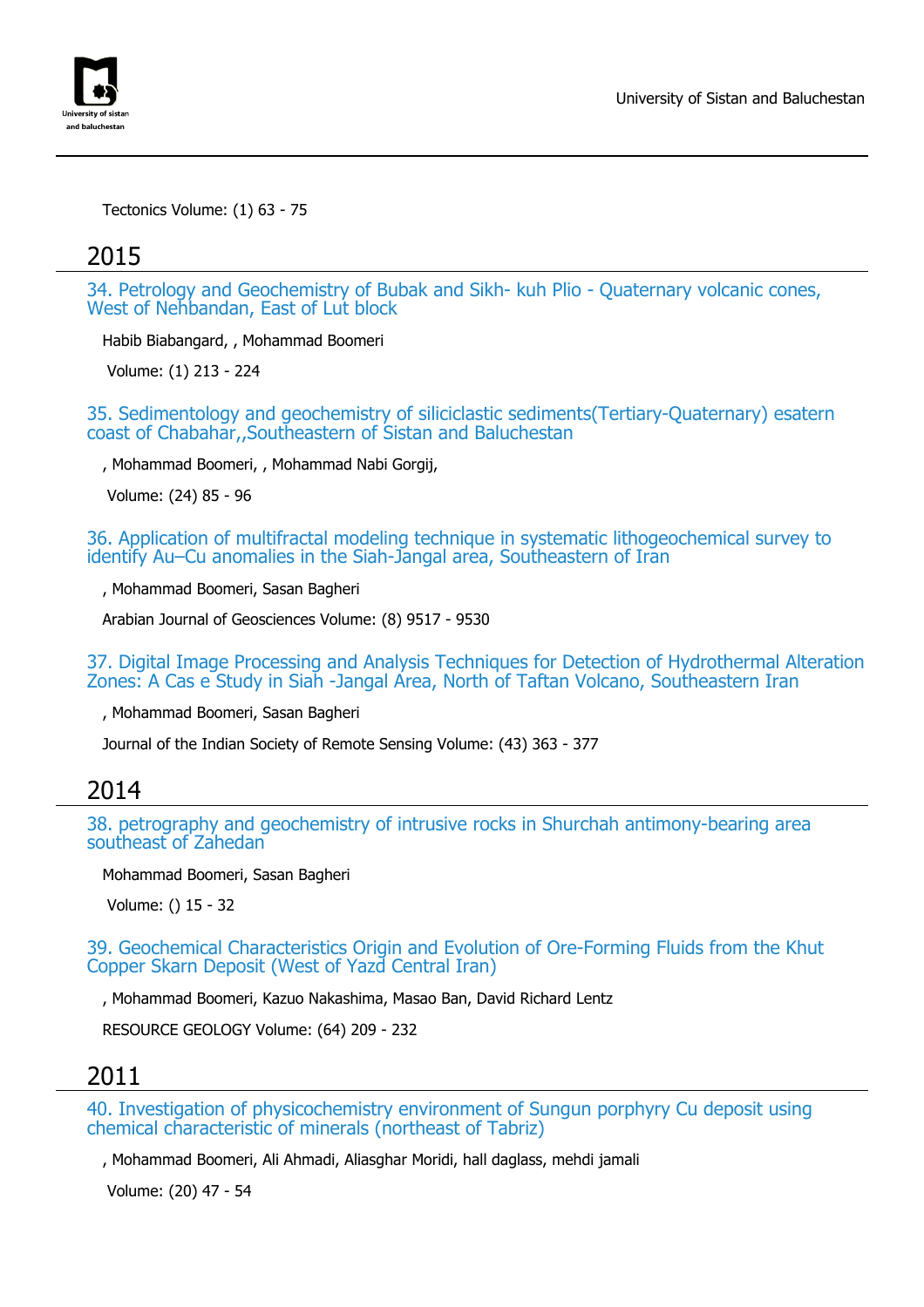Tectonics Volume: (1) 63 - 75

## 2015

### 34. Petrology and Geochemistry of Bubak and Sikh- kuh Plio - Quaternary volcanic cones, West of Nehbandan, East of Lut block

Habib Biabangard, , Mohammad Boomeri

Volume: (1) 213 - 224

### 35. Sedimentology and geochemistry of siliciclastic sediments(Tertiary-Quaternary) esatern coast of Chabahar,,Southeastern of Sistan and Baluchestan

, Mohammad Boomeri, , Mohammad Nabi Gorgij,

Volume: (24) 85 - 96

### 36. Application of multifractal modeling technique in systematic lithogeochemical survey to identify Au–Cu anomalies in the Siah-Jangal area, Southeastern of Iran

, Mohammad Boomeri, Sasan Bagheri

Arabian Journal of Geosciences Volume: (8) 9517 - 9530

### 37. Digital Image Processing and Analysis Techniques for Detection of Hydrothermal Alteration Zones: A Cas e Study in Siah -Jangal Area, North of Taftan Volcano, Southeastern Iran

, Mohammad Boomeri, Sasan Bagheri

Journal of the Indian Society of Remote Sensing Volume: (43) 363 - 377

## 2014

### 38. petrography and geochemistry of intrusive rocks in Shurchah antimony-bearing area southeast of Zahedan

Mohammad Boomeri, Sasan Bagheri

Volume: () 15 - 32

### 39. Geochemical Characteristics Origin and Evolution of Ore-Forming Fluids from the Khut Copper Skarn Deposit (West of Yazd Central Iran)

, Mohammad Boomeri, Kazuo Nakashima, Masao Ban, David Richard Lentz

RESOURCE GEOLOGY Volume: (64) 209 - 232

## 2011

### 40. Investigation of physicochemistry environment of Sungun porphyry Cu deposit using chemical characteristic of minerals (northeast of Tabriz)

, Mohammad Boomeri, Ali Ahmadi, Aliasghar Moridi, hall daglass, mehdi jamali

Volume: (20) 47 - 54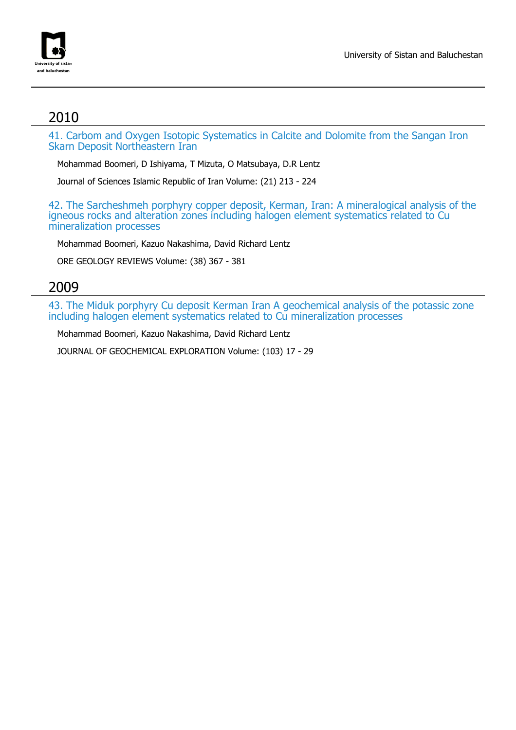## 2010

### 41. Carbom and Oxygen Isotopic Systematics in Calcite and Dolomite from the Sangan Iron Skarn Deposit Northeastern Iran

Mohammad Boomeri, D Ishiyama, T Mizuta, O Matsubaya, D.R Lentz

Journal of Sciences Islamic Republic of Iran Volume: (21) 213 - 224

### 42. The Sarcheshmeh porphyry copper deposit, Kerman, Iran: A mineralogical analysis of the igneous rocks and alteration zones including halogen element systematics related to Cu mineralization processes

Mohammad Boomeri, Kazuo Nakashima, David Richard Lentz

ORE GEOLOGY REVIEWS Volume: (38) 367 - 381

## 2009

### 43. The Miduk porphyry Cu deposit Kerman Iran A geochemical analysis of the potassic zone including halogen element systematics related to Cu mineralization processes

Mohammad Boomeri, Kazuo Nakashima, David Richard Lentz

JOURNAL OF GEOCHEMICAL EXPLORATION Volume: (103) 17 - 29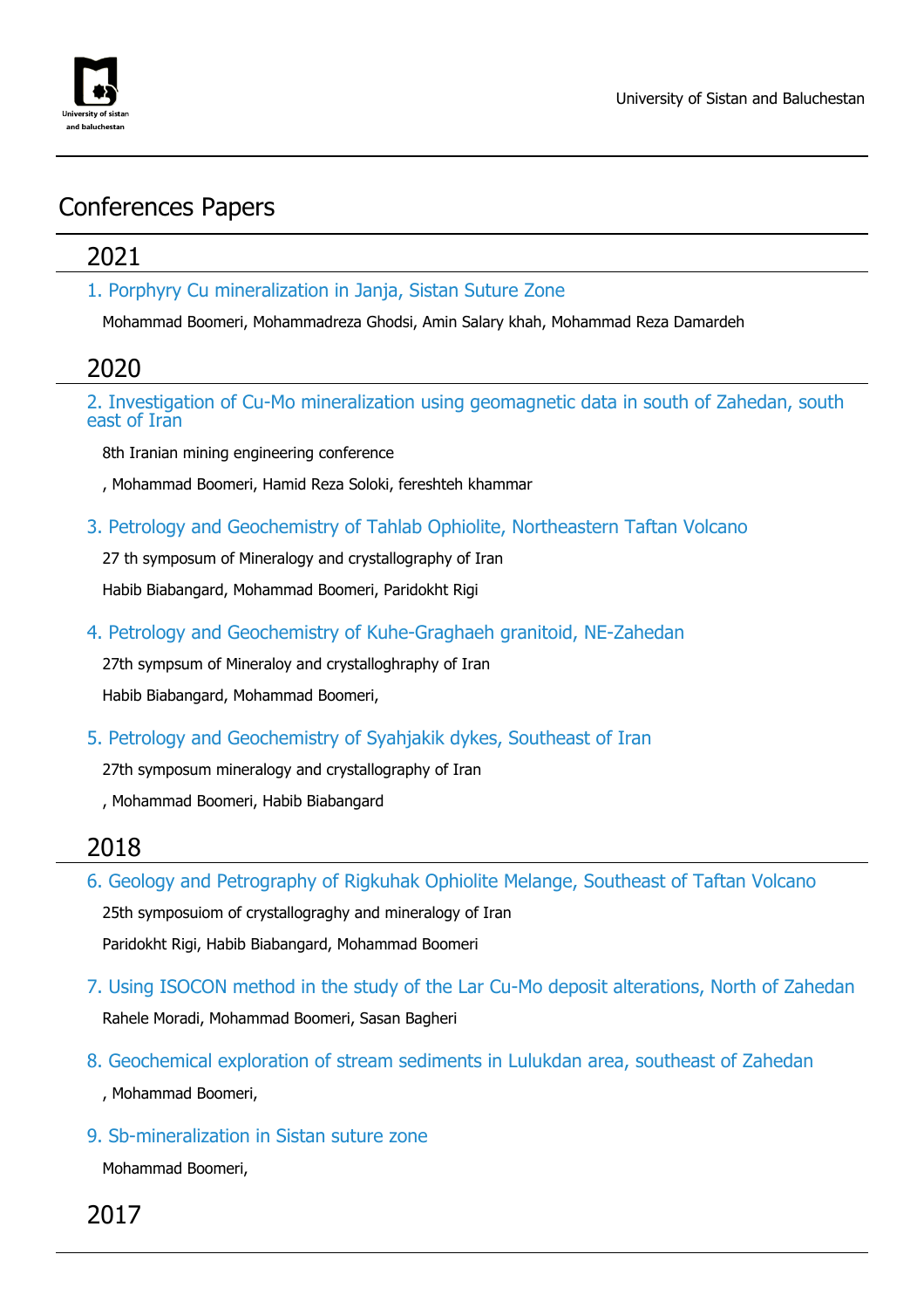# Conferences Papers

## 2021

### 1. Porphyry Cu mineralization in Janja, Sistan Suture Zone

Mohammad Boomeri, Mohammadreza Ghodsi, Amin Salary khah, Mohammad Reza Damardeh

## 2020

### 2. Investigation of Cu-Mo mineralization using geomagnetic data in south of Zahedan, south east of Iran

8th Iranian mining engineering conference

, Mohammad Boomeri, Hamid Reza Soloki, fereshteh khammar

### 3. Petrology and Geochemistry of Tahlab Ophiolite, Northeastern Taftan Volcano

27 th symposum of Mineralogy and crystallography of Iran

Habib Biabangard, Mohammad Boomeri, Paridokht Rigi

### 4. Petrology and Geochemistry of Kuhe-Graghaeh granitoid, NE-Zahedan

27th sympsum of Mineraloy and crystalloghraphy of Iran

Habib Biabangard, Mohammad Boomeri,

### 5. Petrology and Geochemistry of Syahjakik dykes, Southeast of Iran

27th symposum mineralogy and crystallography of Iran

, Mohammad Boomeri, Habib Biabangard

## 2018

### 6. Geology and Petrography of Rigkuhak Ophiolite Melange, Southeast of Taftan Volcano

25th symposuiom of crystallograghy and mineralogy of Iran

Paridokht Rigi, Habib Biabangard, Mohammad Boomeri

### 7. Using ISOCON method in the study of the Lar Cu-Mo deposit alterations, North of Zahedan

Rahele Moradi, Mohammad Boomeri, Sasan Bagheri

### 8. Geochemical exploration of stream sediments in Lulukdan area, southeast of Zahedan

, Mohammad Boomeri,

### 9. Sb-mineralization in Sistan suture zone

Mohammad Boomeri,

## 2017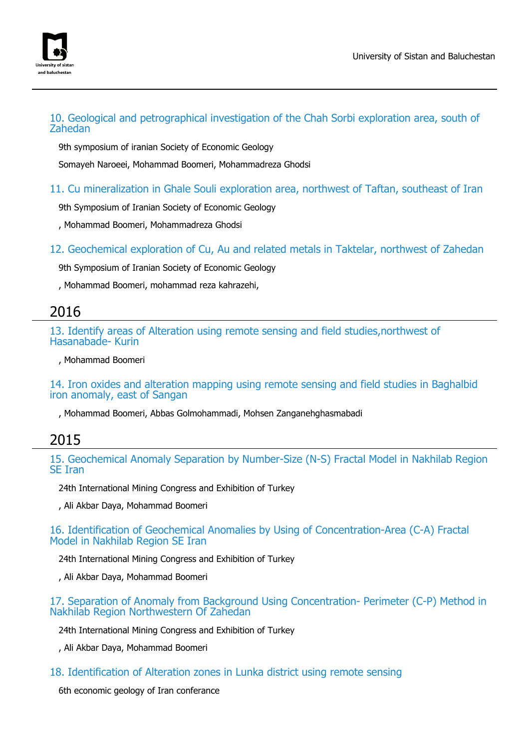### 10. Geological and petrographical investigation of the Chah Sorbi exploration area, south of Zahedan

9th symposium of iranian Society of Economic Geology

Somayeh Naroeei, Mohammad Boomeri, Mohammadreza Ghodsi

### 11. Cu mineralization in Ghale Souli exploration area, northwest of Taftan, southeast of Iran

9th Symposium of Iranian Society of Economic Geology

, Mohammad Boomeri, Mohammadreza Ghodsi

### 12. Geochemical exploration of Cu, Au and related metals in Taktelar, northwest of Zahedan

9th Symposium of Iranian Society of Economic Geology

, Mohammad Boomeri, mohammad reza kahrazehi,

## 2016

### 13. Identify areas of Alteration using remote sensing and field studies,northwest of Hasanabade- Kurin

, Mohammad Boomeri

### 14. Iron oxides and alteration mapping using remote sensing and field studies in Baghalbid iron anomaly, east of Sangan

, Mohammad Boomeri, Abbas Golmohammadi, Mohsen Zanganehghasmabadi

## 2015

### 15. Geochemical Anomaly Separation by Number-Size (N-S) Fractal Model in Nakhilab Region SE Iran

24th International Mining Congress and Exhibition of Turkey

, Ali Akbar Daya, Mohammad Boomeri

### 16. Identification of Geochemical Anomalies by Using of Concentration-Area (C-A) Fractal Model in Nakhilab Region SE Iran

24th International Mining Congress and Exhibition of Turkey

, Ali Akbar Daya, Mohammad Boomeri

### 17. Separation of Anomaly from Background Using Concentration- Perimeter (C-P) Method in Nakhilab Region Northwestern Of Zahedan

24th International Mining Congress and Exhibition of Turkey

, Ali Akbar Daya, Mohammad Boomeri

### 18. Identification of Alteration zones in Lunka district using remote sensing

6th economic geology of Iran conferance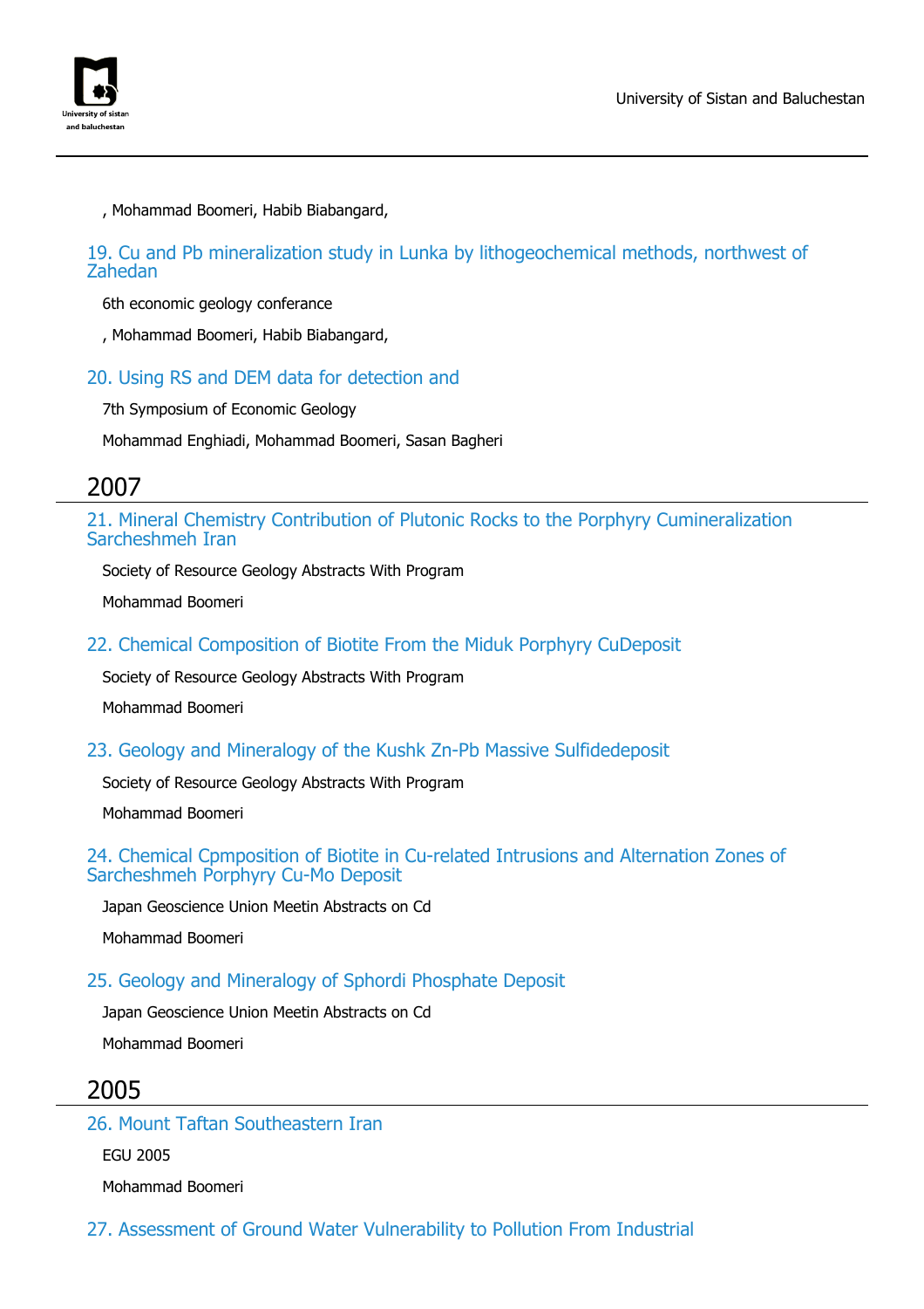, Mohammad Boomeri, Habib Biabangard,

### 19. Cu and Pb mineralization study in Lunka by lithogeochemical methods, northwest of Zahedan

6th economic geology conferance

, Mohammad Boomeri, Habib Biabangard,

### 20. Using RS and DEM data for detection and

7th Symposium of Economic Geology

Mohammad Enghiadi, Mohammad Boomeri, Sasan Bagheri

## 2007

### 21. Mineral Chemistry Contribution of Plutonic Rocks to the Porphyry Cumineralization Sarcheshmeh Iran

Society of Resource Geology Abstracts With Program

Mohammad Boomeri

### 22. Chemical Composition of Biotite From the Miduk Porphyry CuDeposit

Society of Resource Geology Abstracts With Program

Mohammad Boomeri

### 23. Geology and Mineralogy of the Kushk Zn-Pb Massive Sulfidedeposit

Society of Resource Geology Abstracts With Program

Mohammad Boomeri

### 24. Chemical Cpmposition of Biotite in Cu-related Intrusions and Alternation Zones of Sarcheshmeh Porphyry Cu-Mo Deposit

Japan Geoscience Union Meetin Abstracts on Cd

Mohammad Boomeri

### 25. Geology and Mineralogy of Sphordi Phosphate Deposit

Japan Geoscience Union Meetin Abstracts on Cd

Mohammad Boomeri

## 2005

### 26. Mount Taftan Southeastern Iran

EGU 2005

Mohammad Boomeri

### 27. Assessment of Ground Water Vulnerability to Pollution From Industrial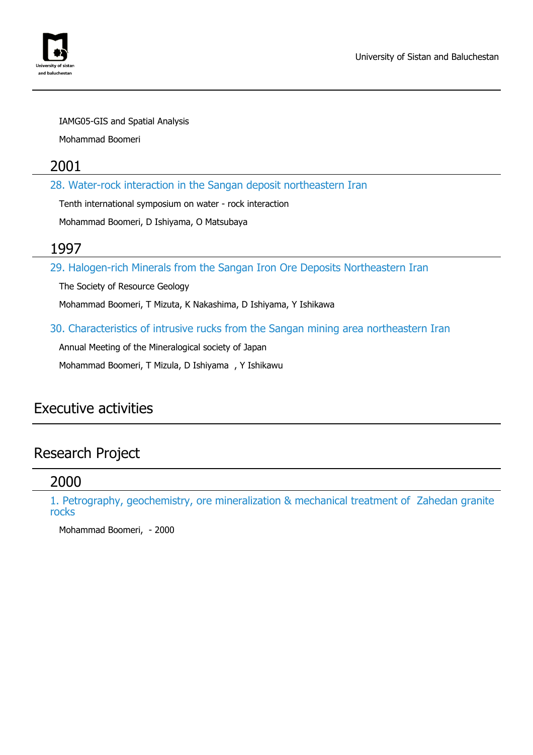IAMG05-GIS and Spatial Analysis

Mohammad Boomeri

## 2001

### 28. Water-rock interaction in the Sangan deposit northeastern Iran

Tenth international symposium on water - rock interaction

Mohammad Boomeri, D Ishiyama, O Matsubaya

## 1997

### 29. Halogen-rich Minerals from the Sangan Iron Ore Deposits Northeastern Iran

The Society of Resource Geology

Mohammad Boomeri, T Mizuta, K Nakashima, D Ishiyama, Y Ishikawa

### 30. Characteristics of intrusive rucks from the Sangan mining area northeastern Iran

Annual Meeting of the Mineralogical society of Japan

Mohammad Boomeri, T Mizula, D Ishiyama , Y Ishikawu

# Executive activities

# Research Project

## 2000

### 1. Petrography, geochemistry, ore mineralization & mechanical treatment of Zahedan granite rocks

Mohammad Boomeri, - 2000